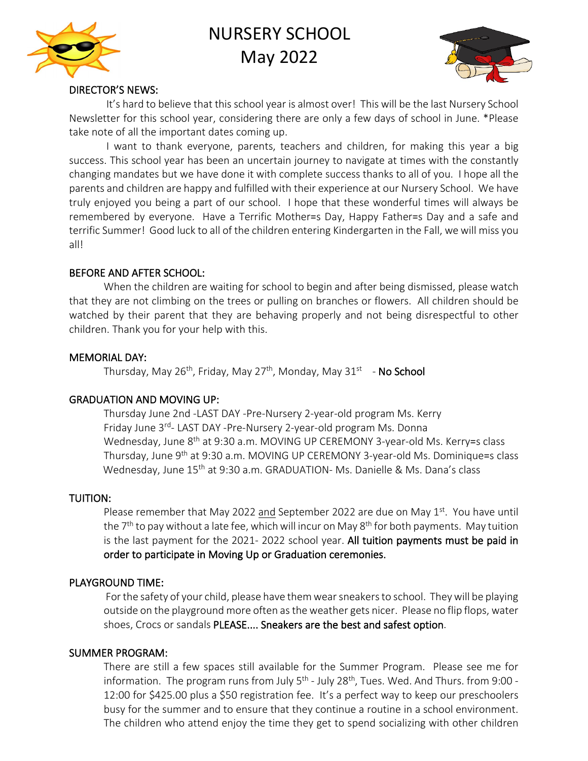# NURSERY SCHOOL
# May 2022

## DIRECTOR'S NEWS:

It's hard to believe that this school year is almost over! This will be the last Nursery School Newsletter for this school year, considering there are only a few days of school in June. *Please take note of all the important dates coming up.

I want to thank everyone, parents, teachers and children, for making this year a big success. This school year has been an uncertain journey to navigate at times with the constantly changing mandates but we have done it with complete success thanks to all of you. I hope all the parents and children are happy and fulfilled with their experience at our Nursery School. We have truly enjoyed you being a part of our school. I hope that these wonderful times will always be remembered by everyone. Have a Terrific Mother=s Day, Happy Father=s Day and a safe and terrific Summer! Good luck to all of the children entering Kindergarten in the Fall, we will miss you all!

## BEFORE AND AFTER SCHOOL:

When the children are waiting for school to begin and after being dismissed, please watch that they are not climbing on the trees or pulling on branches or flowers. All children should be watched by their parent that they are behaving properly and not being disrespectful to other children. Thank you for your help with this.

## MEMORIAL DAY:

Thursday, May 26th, Friday, May 27th, Monday, May 31st - **No School**

## GRADUATION AND MOVING UP:

Thursday June 2nd -LAST DAY -Pre-Nursery 2-year-old program Ms. Kerry
Friday June 3rd- LAST DAY -Pre-Nursery 2-year-old program Ms. Donna
Wednesday, June 8th at 9:30 a.m. MOVING UP CEREMONY 3-year-old Ms. Kerry=s class
Thursday, June 9th at 9:30 a.m. MOVING UP CEREMONY 3-year-old Ms. Dominique=s class
Wednesday, June 15th at 9:30 a.m. GRADUATION- Ms. Danielle & Ms. Dana's class

## TUITION:

Please remember that May 2022 and September 2022 are due on May 1st. You have until the 7th to pay without a late fee, which will incur on May 8th for both payments. May tuition is the last payment for the 2021- 2022 school year. **All tuition payments must be paid in order to participate in Moving Up or Graduation ceremonies.**

## PLAYGROUND TIME:

For the safety of your child, please have them wear sneakers to school. They will be playing outside on the playground more often as the weather gets nicer. Please no flip flops, water shoes, Crocs or sandals **PLEASE.... Sneakers are the best and safest option**.

## SUMMER PROGRAM:

There are still a few spaces still available for the Summer Program. Please see me for information. The program runs from July 5th - July 28th, Tues. Wed. And Thurs. from 9:00 - 12:00 for $425.00 plus a $50 registration fee. It's a perfect way to keep our preschoolers busy for the summer and to ensure that they continue a routine in a school environment. The children who attend enjoy the time they get to spend socializing with other children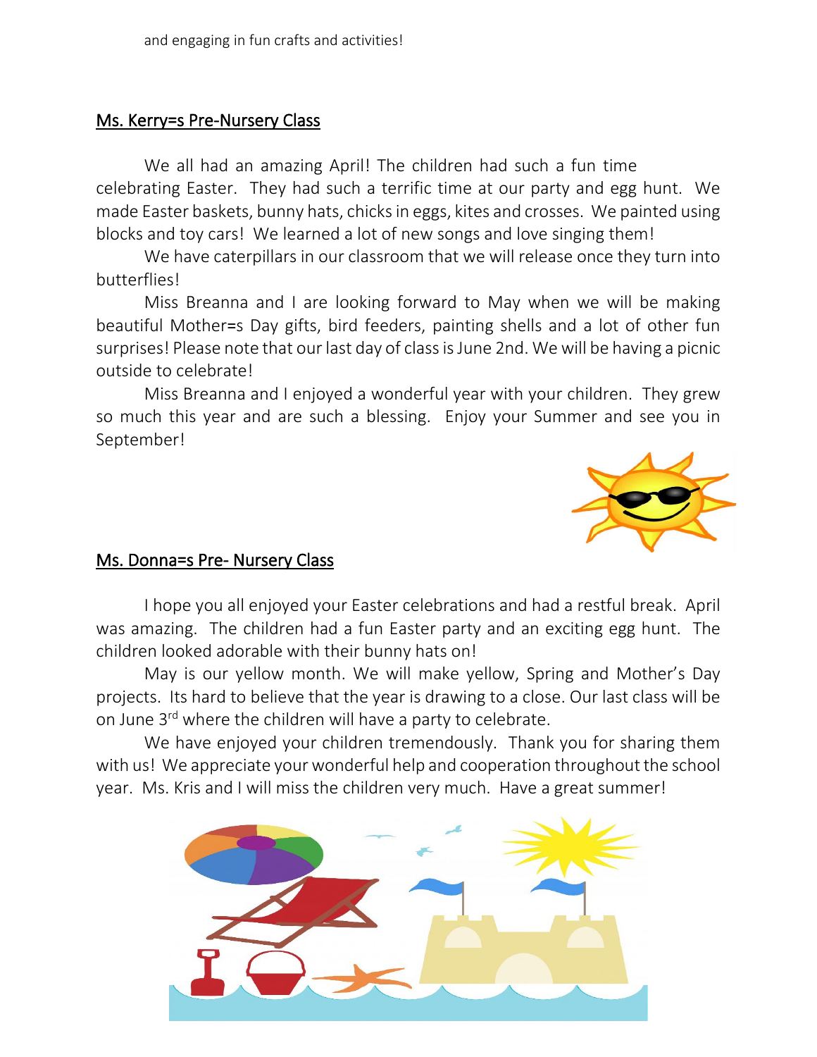and engaging in fun crafts and activities!

## Ms. Kerry=s Pre-Nursery Class

We all had an amazing April! The children had such a fun time celebrating Easter. They had such a terrific time at our party and egg hunt. We made Easter baskets, bunny hats, chicks in eggs, kites and crosses. We painted using blocks and toy cars! We learned a lot of new songs and love singing them!

We have caterpillars in our classroom that we will release once they turn into butterflies!

Miss Breanna and I are looking forward to May when we will be making beautiful Mother=s Day gifts, bird feeders, painting shells and a lot of other fun surprises! Please note that our last day of class is June 2nd. We will be having a picnic outside to celebrate!

Miss Breanna and I enjoyed a wonderful year with your children. They grew so much this year and are such a blessing. Enjoy your Summer and see you in September!

## Ms. Donna=s Pre- Nursery Class

I hope you all enjoyed your Easter celebrations and had a restful break. April was amazing. The children had a fun Easter party and an exciting egg hunt. The children looked adorable with their bunny hats on!

May is our yellow month. We will make yellow, Spring and Mother's Day projects. Its hard to believe that the year is drawing to a close. Our last class will be on June 3rd where the children will have a party to celebrate.

We have enjoyed your children tremendously. Thank you for sharing them with us! We appreciate your wonderful help and cooperation throughout the school year. Ms. Kris and I will miss the children very much. Have a great summer!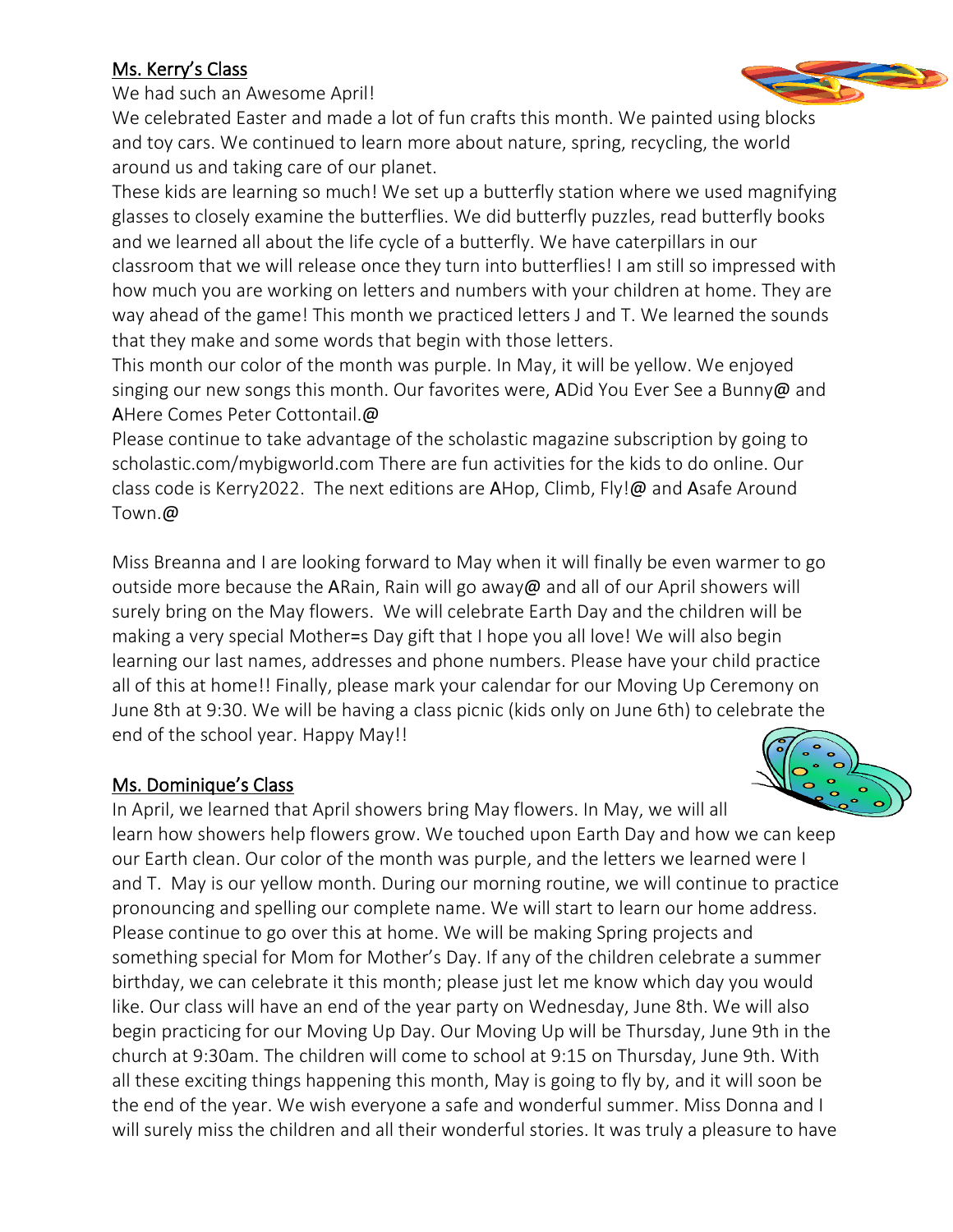## Ms. Kerry's Class

We had such an Awesome April!

We celebrated Easter and made a lot of fun crafts this month. We painted using blocks and toy cars. We continued to learn more about nature, spring, recycling, the world around us and taking care of our planet.

These kids are learning so much! We set up a butterfly station where we used magnifying glasses to closely examine the butterflies. We did butterfly puzzles, read butterfly books and we learned all about the life cycle of a butterfly. We have caterpillars in our classroom that we will release once they turn into butterflies! I am still so impressed with how much you are working on letters and numbers with your children at home. They are way ahead of the game! This month we practiced letters J and T. We learned the sounds that they make and some words that begin with those letters.

This month our color of the month was purple. In May, it will be yellow. We enjoyed singing our new songs this month. Our favorites were, ADid You Ever See a Bunny@ and AHere Comes Peter Cottontail.@

Please continue to take advantage of the scholastic magazine subscription by going to scholastic.com/mybigworld.com There are fun activities for the kids to do online. Our class code is Kerry2022. The next editions are AHop, Climb, Fly!@ and Asafe Around Town.@

Miss Breanna and I are looking forward to May when it will finally be even warmer to go outside more because the ARain, Rain will go away@ and all of our April showers will surely bring on the May flowers. We will celebrate Earth Day and the children will be making a very special Mother=s Day gift that I hope you all love! We will also begin learning our last names, addresses and phone numbers. Please have your child practice all of this at home!! Finally, please mark your calendar for our Moving Up Ceremony on June 8th at 9:30. We will be having a class picnic (kids only on June 6th) to celebrate the end of the school year. Happy May!!

## Ms. Dominique's Class

In April, we learned that April showers bring May flowers. In May, we will all learn how showers help flowers grow. We touched upon Earth Day and how we can keep our Earth clean. Our color of the month was purple, and the letters we learned were I and T. May is our yellow month. During our morning routine, we will continue to practice pronouncing and spelling our complete name. We will start to learn our home address. Please continue to go over this at home. We will be making Spring projects and something special for Mom for Mother's Day. If any of the children celebrate a summer birthday, we can celebrate it this month; please just let me know which day you would like. Our class will have an end of the year party on Wednesday, June 8th. We will also begin practicing for our Moving Up Day. Our Moving Up will be Thursday, June 9th in the church at 9:30am. The children will come to school at 9:15 on Thursday, June 9th. With all these exciting things happening this month, May is going to fly by, and it will soon be the end of the year. We wish everyone a safe and wonderful summer. Miss Donna and I will surely miss the children and all their wonderful stories. It was truly a pleasure to have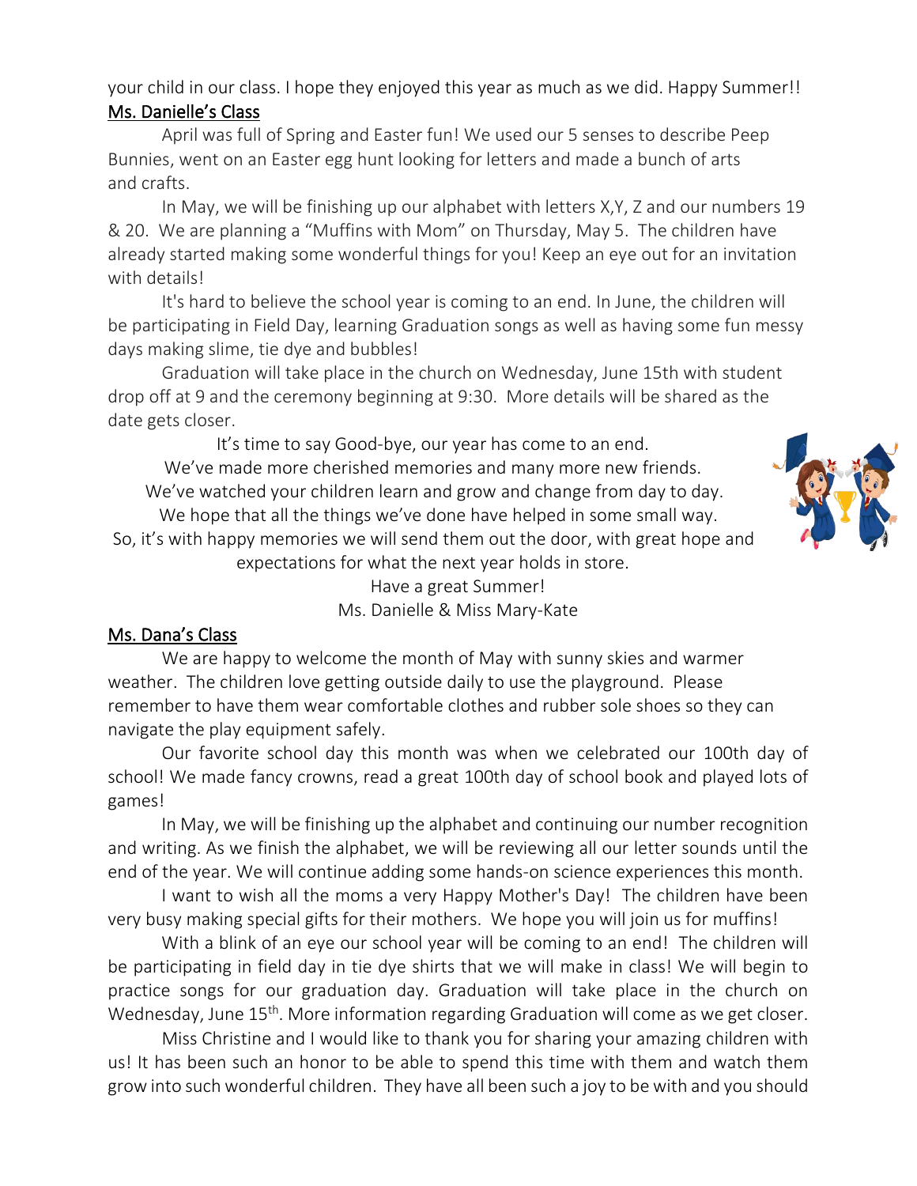your child in our class. I hope they enjoyed this year as much as we did. Happy Summer!!

## Ms. Danielle's Class

April was full of Spring and Easter fun! We used our 5 senses to describe Peep Bunnies, went on an Easter egg hunt looking for letters and made a bunch of arts and crafts.

In May, we will be finishing up our alphabet with letters X,Y, Z and our numbers 19 & 20. We are planning a "Muffins with Mom" on Thursday, May 5. The children have already started making some wonderful things for you! Keep an eye out for an invitation with details!

It's hard to believe the school year is coming to an end. In June, the children will be participating in Field Day, learning Graduation songs as well as having some fun messy days making slime, tie dye and bubbles!

Graduation will take place in the church on Wednesday, June 15th with student drop off at 9 and the ceremony beginning at 9:30. More details will be shared as the date gets closer.

It's time to say Good-bye, our year has come to an end.
We've made more cherished memories and many more new friends.
We've watched your children learn and grow and change from day to day.
We hope that all the things we've done have helped in some small way.
So, it's with happy memories we will send them out the door, with great hope and expectations for what the next year holds in store.
Have a great Summer!
Ms. Danielle & Miss Mary-Kate

## Ms. Dana's Class

We are happy to welcome the month of May with sunny skies and warmer weather. The children love getting outside daily to use the playground. Please remember to have them wear comfortable clothes and rubber sole shoes so they can navigate the play equipment safely.

Our favorite school day this month was when we celebrated our 100th day of school! We made fancy crowns, read a great 100th day of school book and played lots of games!

In May, we will be finishing up the alphabet and continuing our number recognition and writing. As we finish the alphabet, we will be reviewing all our letter sounds until the end of the year. We will continue adding some hands-on science experiences this month.

I want to wish all the moms a very Happy Mother's Day! The children have been very busy making special gifts for their mothers. We hope you will join us for muffins!

With a blink of an eye our school year will be coming to an end! The children will be participating in field day in tie dye shirts that we will make in class! We will begin to practice songs for our graduation day. Graduation will take place in the church on Wednesday, June 15th. More information regarding Graduation will come as we get closer.

Miss Christine and I would like to thank you for sharing your amazing children with us! It has been such an honor to be able to spend this time with them and watch them grow into such wonderful children. They have all been such a joy to be with and you should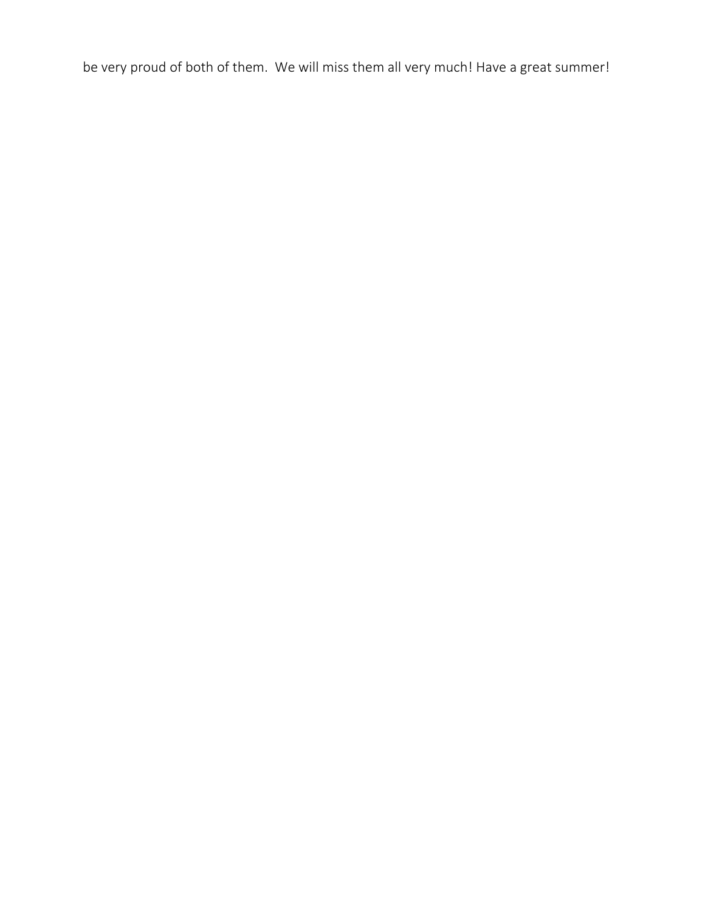be very proud of both of them. We will miss them all very much! Have a great summer!